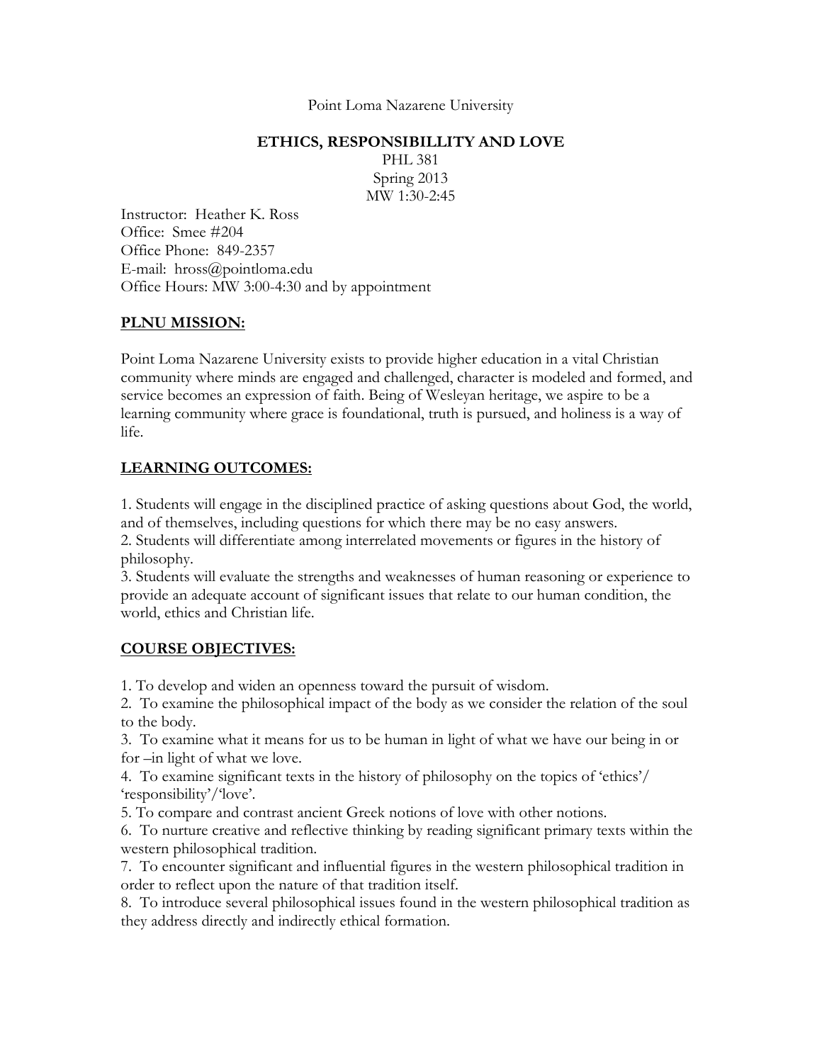Point Loma Nazarene University

## ETHICS, RESPONSIBILLITY AND LOVE

PHL 381
Spring 2013
MW 1:30-2:45

Instructor: Heather K. Ross
Office: Smee #204
Office Phone: 849-2357
E-mail: hross@pointloma.edu
Office Hours: MW 3:00-4:30 and by appointment

### PLNU MISSION:

Point Loma Nazarene University exists to provide higher education in a vital Christian community where minds are engaged and challenged, character is modeled and formed, and service becomes an expression of faith. Being of Wesleyan heritage, we aspire to be a learning community where grace is foundational, truth is pursued, and holiness is a way of life.

### LEARNING OUTCOMES:

1. Students will engage in the disciplined practice of asking questions about God, the world, and of themselves, including questions for which there may be no easy answers.
2. Students will differentiate among interrelated movements or figures in the history of philosophy.
3. Students will evaluate the strengths and weaknesses of human reasoning or experience to provide an adequate account of significant issues that relate to our human condition, the world, ethics and Christian life.

### COURSE OBJECTIVES:

1. To develop and widen an openness toward the pursuit of wisdom.
2. To examine the philosophical impact of the body as we consider the relation of the soul to the body.
3. To examine what it means for us to be human in light of what we have our being in or for –in light of what we love.
4. To examine significant texts in the history of philosophy on the topics of 'ethics'/ 'responsibility'/'love'.
5. To compare and contrast ancient Greek notions of love with other notions.
6. To nurture creative and reflective thinking by reading significant primary texts within the western philosophical tradition.
7. To encounter significant and influential figures in the western philosophical tradition in order to reflect upon the nature of that tradition itself.
8. To introduce several philosophical issues found in the western philosophical tradition as they address directly and indirectly ethical formation.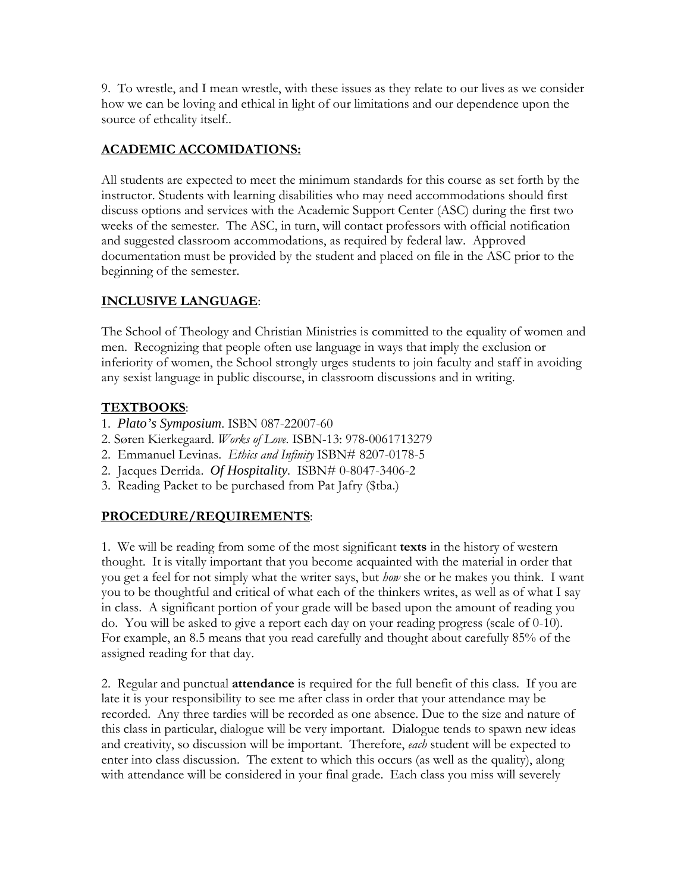9. To wrestle, and I mean wrestle, with these issues as they relate to our lives as we consider how we can be loving and ethical in light of our limitations and our dependence upon the source of ethcality itself..

## ACADEMIC ACCOMIDATIONS:

All students are expected to meet the minimum standards for this course as set forth by the instructor. Students with learning disabilities who may need accommodations should first discuss options and services with the Academic Support Center (ASC) during the first two weeks of the semester. The ASC, in turn, will contact professors with official notification and suggested classroom accommodations, as required by federal law. Approved documentation must be provided by the student and placed on file in the ASC prior to the beginning of the semester.

## INCLUSIVE LANGUAGE:

The School of Theology and Christian Ministries is committed to the equality of women and men. Recognizing that people often use language in ways that imply the exclusion or inferiority of women, the School strongly urges students to join faculty and staff in avoiding any sexist language in public discourse, in classroom discussions and in writing.

## TEXTBOOKS:

1. *Plato's Symposium*. ISBN 087-22007-60
2. Søren Kierkegaard. *Works of Love*. ISBN-13: 978-0061713279
2. Emmanuel Levinas. *Ethics and Infinity* ISBN# 8207-0178-5
2. Jacques Derrida. *Of Hospitality*. ISBN# 0-8047-3406-2
3. Reading Packet to be purchased from Pat Jafry ($tba.)

## PROCEDURE/REQUIREMENTS:

1. We will be reading from some of the most significant **texts** in the history of western thought. It is vitally important that you become acquainted with the material in order that you get a feel for not simply what the writer says, but *how* she or he makes you think. I want you to be thoughtful and critical of what each of the thinkers writes, as well as of what I say in class. A significant portion of your grade will be based upon the amount of reading you do. You will be asked to give a report each day on your reading progress (scale of 0-10). For example, an 8.5 means that you read carefully and thought about carefully 85% of the assigned reading for that day.

2. Regular and punctual **attendance** is required for the full benefit of this class. If you are late it is your responsibility to see me after class in order that your attendance may be recorded. Any three tardies will be recorded as one absence. Due to the size and nature of this class in particular, dialogue will be very important. Dialogue tends to spawn new ideas and creativity, so discussion will be important. Therefore, *each* student will be expected to enter into class discussion. The extent to which this occurs (as well as the quality), along with attendance will be considered in your final grade. Each class you miss will severely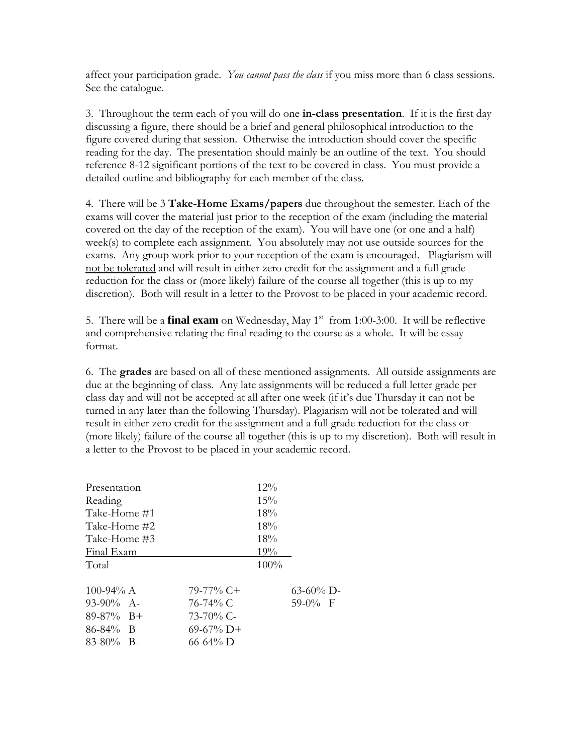affect your participation grade. *You cannot pass the class* if you miss more than 6 class sessions. See the catalogue.

3. Throughout the term each of you will do one **in-class presentation**. If it is the first day discussing a figure, there should be a brief and general philosophical introduction to the figure covered during that session. Otherwise the introduction should cover the specific reading for the day. The presentation should mainly be an outline of the text. You should reference 8-12 significant portions of the text to be covered in class. You must provide a detailed outline and bibliography for each member of the class.

4. There will be 3 **Take-Home Exams/papers** due throughout the semester. Each of the exams will cover the material just prior to the reception of the exam (including the material covered on the day of the reception of the exam). You will have one (or one and a half) week(s) to complete each assignment. You absolutely may not use outside sources for the exams. Any group work prior to your reception of the exam is encouraged. <u>Plagiarism will not be tolerated</u> and will result in either zero credit for the assignment and a full grade reduction for the class or (more likely) failure of the course all together (this is up to my discretion). Both will result in a letter to the Provost to be placed in your academic record.

5. There will be a **final exam** on Wednesday, May 1st from 1:00-3:00. It will be reflective and comprehensive relating the final reading to the course as a whole. It will be essay format.

6. The **grades** are based on all of these mentioned assignments. All outside assignments are due at the beginning of class. Any late assignments will be reduced a full letter grade per class day and will not be accepted at all after one week (if it's due Thursday it can not be turned in any later than the following Thursday). <u>Plagiarism will not be tolerated</u> and will result in either zero credit for the assignment and a full grade reduction for the class or (more likely) failure of the course all together (this is up to my discretion). Both will result in a letter to the Provost to be placed in your academic record.

| Assignment | Weight |
|---|---|
| Presentation | 12% |
| Reading | 15% |
| Take-Home #1 | 18% |
| Take-Home #2 | 18% |
| Take-Home #3 | 18% |
| Final Exam | 19% |
| Total | 100% |

| | | |
|---|---|---|
| 100-94% A | 79-77% C+ | 63-60% D- |
| 93-90% A- | 76-74% C | 59-0% F |
| 89-87% B+ | 73-70% C- | |
| 86-84% B | 69-67% D+ | |
| 83-80% B- | 66-64% D | |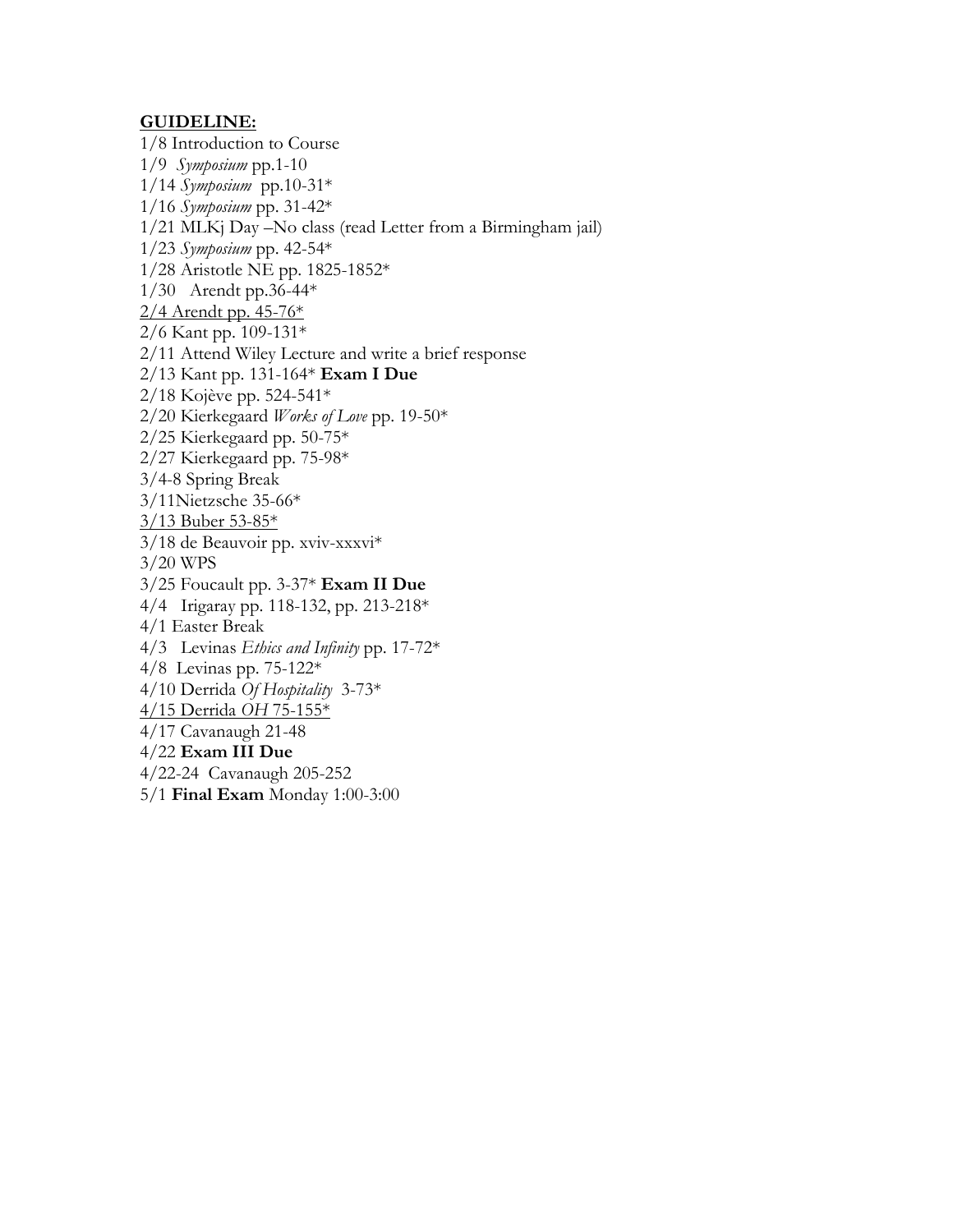**GUIDELINE:**

1/8 Introduction to Course
1/9 *Symposium* pp.1-10
1/14 *Symposium* pp.10-31*
1/16 *Symposium* pp. 31-42*
1/21 MLKj Day –No class (read Letter from a Birmingham jail)
1/23 *Symposium* pp. 42-54*
1/28 Aristotle NE pp. 1825-1852*
1/30 Arendt pp.36-44*
<u>2/4 Arendt pp. 45-76*</u>
2/6 Kant pp. 109-131*
2/11 Attend Wiley Lecture and write a brief response
2/13 Kant pp. 131-164* **Exam I Due**
2/18 Kojève pp. 524-541*
2/20 Kierkegaard *Works of Love* pp. 19-50*
2/25 Kierkegaard pp. 50-75*
2/27 Kierkegaard pp. 75-98*
3/4-8 Spring Break
3/11Nietzsche 35-66*
<u>3/13 Buber 53-85*</u>
3/18 de Beauvoir pp. xviv-xxxvi*
3/20 WPS
3/25 Foucault pp. 3-37* **Exam II Due**
4/4 Irigaray pp. 118-132, pp. 213-218*
4/1 Easter Break
4/3 Levinas *Ethics and Infinity* pp. 17-72*
4/8 Levinas pp. 75-122*
4/10 Derrida *Of Hospitality* 3-73*
<u>4/15 Derrida *OH* 75-155*</u>
4/17 Cavanaugh 21-48
4/22 **Exam III Due**
4/22-24 Cavanaugh 205-252
5/1 **Final Exam** Monday 1:00-3:00